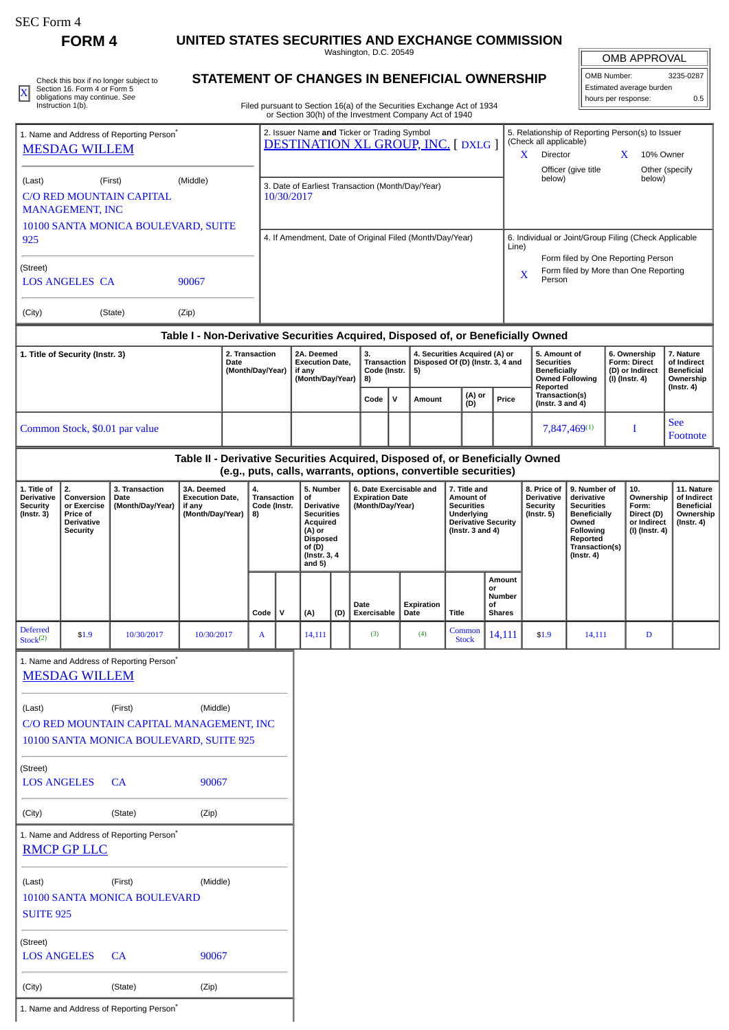SEC Form 4

# FORM 4

## UNITED STATES SECURITIES AND EXCHANGE COMMISSION

Washington, D.C. 20549

X Check this box if no longer subject to Section 16. Form 4 or Form 5 obligations may continue. *See* Instruction 1(b).

## STATEMENT OF CHANGES IN BENEFICIAL OWNERSHIP

Filed pursuant to Section 16(a) of the Securities Exchange Act of 1934 or Section 30(h) of the Investment Company Act of 1940

| OMB APPROVAL | |
|---|---|
| OMB Number: | 3235-0287 |
| Estimated average burden | |
| hours per response: | 0.5 |

1. Name and Address of Reporting Person*
MESDAG WILLEM

(Last) (First) (Middle)
C/O RED MOUNTAIN CAPITAL MANAGEMENT, INC
10100 SANTA MONICA BOULEVARD, SUITE 925

(Street)
LOS ANGELES CA 90067

(City) (State) (Zip)

2. Issuer Name **and** Ticker or Trading Symbol
DESTINATION XL GROUP, INC. [ DXLG ]

3. Date of Earliest Transaction (Month/Day/Year)
10/30/2017

4. If Amendment, Date of Original Filed (Month/Day/Year)

5. Relationship of Reporting Person(s) to Issuer (Check all applicable)
X Director
X 10% Owner
Officer (give title below)
Other (specify below)

6. Individual or Joint/Group Filing (Check Applicable Line)
Form filed by One Reporting Person
X Form filed by More than One Reporting Person

### Table I - Non-Derivative Securities Acquired, Disposed of, or Beneficially Owned

| 1. Title of Security (Instr. 3) | 2. Transaction Date (Month/Day/Year) | 2A. Deemed Execution Date, if any (Month/Day/Year) | 3. Transaction Code (Instr. 8) | | 4. Securities Acquired (A) or Disposed Of (D) (Instr. 3, 4 and 5) | | | 5. Amount of Securities Beneficially Owned Following Reported Transaction(s) (Instr. 3 and 4) | 6. Ownership Form: Direct (D) or Indirect (I) (Instr. 4) | 7. Nature of Indirect Beneficial Ownership (Instr. 4) |
|---|---|---|---|---|---|---|---|---|---|---|
| | | | Code | V | Amount | (A) or (D) | Price | | | |
| Common Stock, $0.01 par value | | | | | | | | 7,847,469[1] | I | See Footnote |

### Table II - Derivative Securities Acquired, Disposed of, or Beneficially Owned (e.g., puts, calls, warrants, options, convertible securities)

| 1. Title of Derivative Security (Instr. 3) | 2. Conversion or Exercise Price of Derivative Security | 3. Transaction Date (Month/Day/Year) | 3A. Deemed Execution Date, if any (Month/Day/Year) | 4. Transaction Code (Instr. 8) | | 5. Number of Derivative Securities Acquired (A) or Disposed of (D) (Instr. 3, 4 and 5) | | 6. Date Exercisable and Expiration Date (Month/Day/Year) | | 7. Title and Amount of Securities Underlying Derivative Security (Instr. 3 and 4) | | 8. Price of Derivative Security (Instr. 5) | 9. Number of derivative Securities Beneficially Owned Following Reported Transaction(s) (Instr. 4) | 10. Ownership Form: Direct (D) or Indirect (I) (Instr. 4) | 11. Nature of Indirect Beneficial Ownership (Instr. 4) |
|---|---|---|---|---|---|---|---|---|---|---|---|---|---|---|---|
| | | | | Code | V | (A) | (D) | Date Exercisable | Expiration Date | Title | Amount or Number of Shares | | | | |
| Deferred Stock[2] | $1.9 | 10/30/2017 | 10/30/2017 | A | | 14,111 | | (3) | (4) | Common Stock | 14,111 | $1.9 | 14,111 | D | |

1. Name and Address of Reporting Person*
MESDAG WILLEM

(Last) (First) (Middle)
C/O RED MOUNTAIN CAPITAL MANAGEMENT, INC
10100 SANTA MONICA BOULEVARD, SUITE 925

(Street)
LOS ANGELES CA 90067

(City) (State) (Zip)

1. Name and Address of Reporting Person*
RMCP GP LLC

(Last) (First) (Middle)
10100 SANTA MONICA BOULEVARD
SUITE 925

(Street)
LOS ANGELES CA 90067

(City) (State) (Zip)

1. Name and Address of Reporting Person*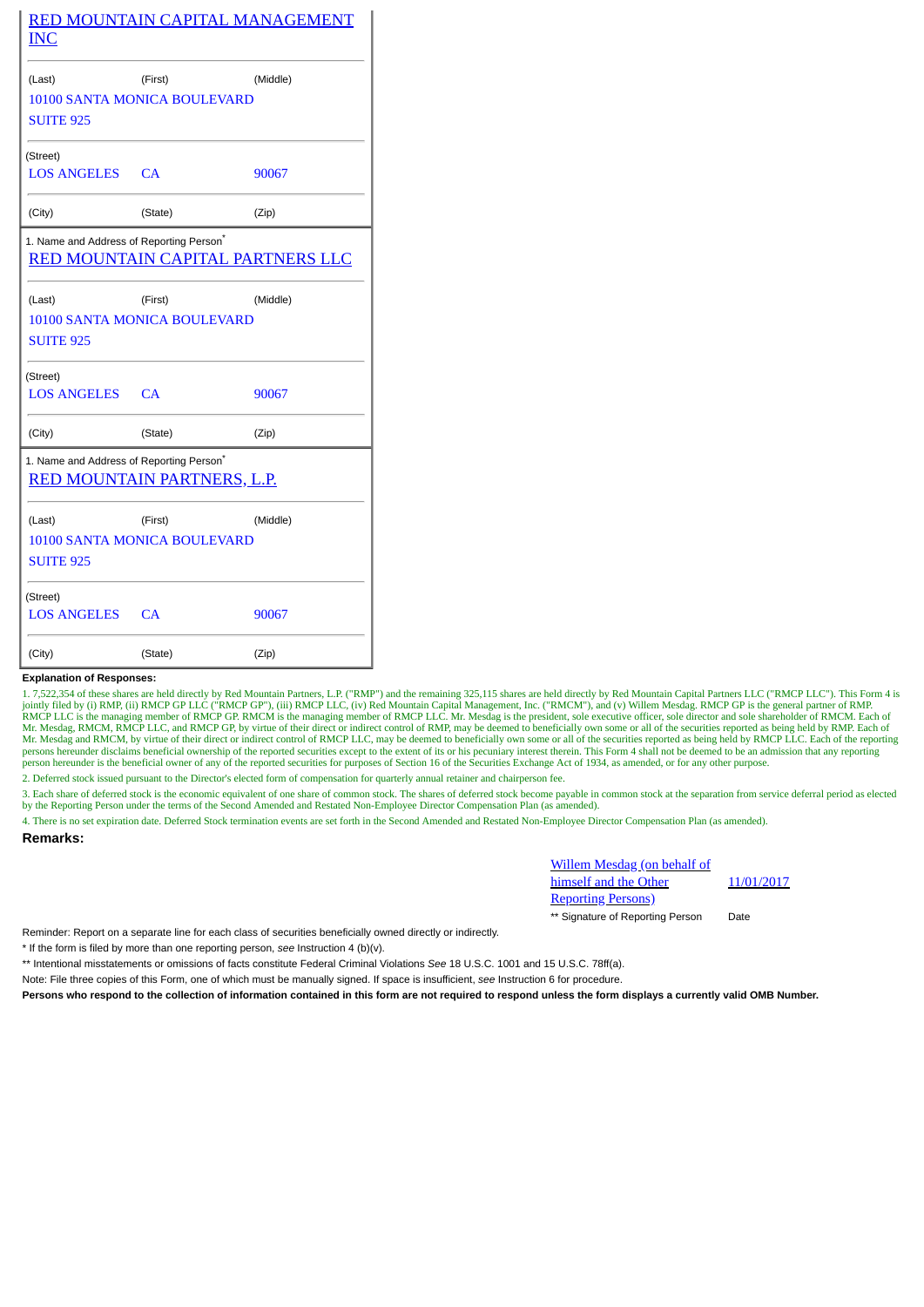| RED MOUNTAIN CAPITAL MANAGEMENT INC | | |
|---|---|---|
| (Last) | (First) | (Middle) |
| 10100 SANTA MONICA BOULEVARD SUITE 925 | | |
| (Street) | | |
| LOS ANGELES | CA | 90067 |
| (City) | (State) | (Zip) |

1. Name and Address of Reporting Person*

| RED MOUNTAIN CAPITAL PARTNERS LLC | | |
|---|---|---|
| (Last) | (First) | (Middle) |
| 10100 SANTA MONICA BOULEVARD SUITE 925 | | |
| (Street) | | |
| LOS ANGELES | CA | 90067 |
| (City) | (State) | (Zip) |

1. Name and Address of Reporting Person*

| RED MOUNTAIN PARTNERS, L.P. | | |
|---|---|---|
| (Last) | (First) | (Middle) |
| 10100 SANTA MONICA BOULEVARD SUITE 925 | | |
| (Street) | | |
| LOS ANGELES | CA | 90067 |
| (City) | (State) | (Zip) |

**Explanation of Responses:**

1. 7,522,354 of these shares are held directly by Red Mountain Partners, L.P. ("RMP") and the remaining 325,115 shares are held directly by Red Mountain Capital Partners LLC ("RMCP LLC"). This Form 4 is jointly filed by (i) RMP, (ii) RMCP GP LLC ("RMCP GP"), (iii) RMCP LLC, (iv) Red Mountain Capital Management, Inc. ("RMCM"), and (v) Willem Mesdag. RMCP GP is the general partner of RMP. RMCP LLC is the managing member of RMCP GP. RMCM is the managing member of RMCP LLC. Mr. Mesdag is the president, sole executive officer, sole director and sole shareholder of RMCM. Each of Mr. Mesdag, RMCM, RMCP LLC, and RMCP GP, by virtue of their direct or indirect control of RMP, may be deemed to beneficially own some or all of the securities reported as being held by RMP. Each of Mr. Mesdag and RMCM, by virtue of their direct or indirect control of RMCP LLC, may be deemed to beneficially own some or all of the securities reported as being held by RMCP LLC. Each of the reporting persons hereunder disclaims beneficial ownership of the reported securities except to the extent of its or his pecuniary interest therein. This Form 4 shall not be deemed to be an admission that any reporting person hereunder is the beneficial owner of any of the reported securities for purposes of Section 16 of the Securities Exchange Act of 1934, as amended, or for any other purpose.

2. Deferred stock issued pursuant to the Director's elected form of compensation for quarterly annual retainer and chairperson fee.

3. Each share of deferred stock is the economic equivalent of one share of common stock. The shares of deferred stock become payable in common stock at the separation from service deferral period as elected by the Reporting Person under the terms of the Second Amended and Restated Non-Employee Director Compensation Plan (as amended).

4. There is no set expiration date. Deferred Stock termination events are set forth in the Second Amended and Restated Non-Employee Director Compensation Plan (as amended).

**Remarks:**

| Willem Mesdag (on behalf of himself and the Other Reporting Persons) | 11/01/2017 |
|---|---|
| ** Signature of Reporting Person | Date |

Reminder: Report on a separate line for each class of securities beneficially owned directly or indirectly.

* If the form is filed by more than one reporting person, *see* Instruction 4 (b)(v).

** Intentional misstatements or omissions of facts constitute Federal Criminal Violations *See* 18 U.S.C. 1001 and 15 U.S.C. 78ff(a).

Note: File three copies of this Form, one of which must be manually signed. If space is insufficient, *see* Instruction 6 for procedure.

**Persons who respond to the collection of information contained in this form are not required to respond unless the form displays a currently valid OMB Number.**